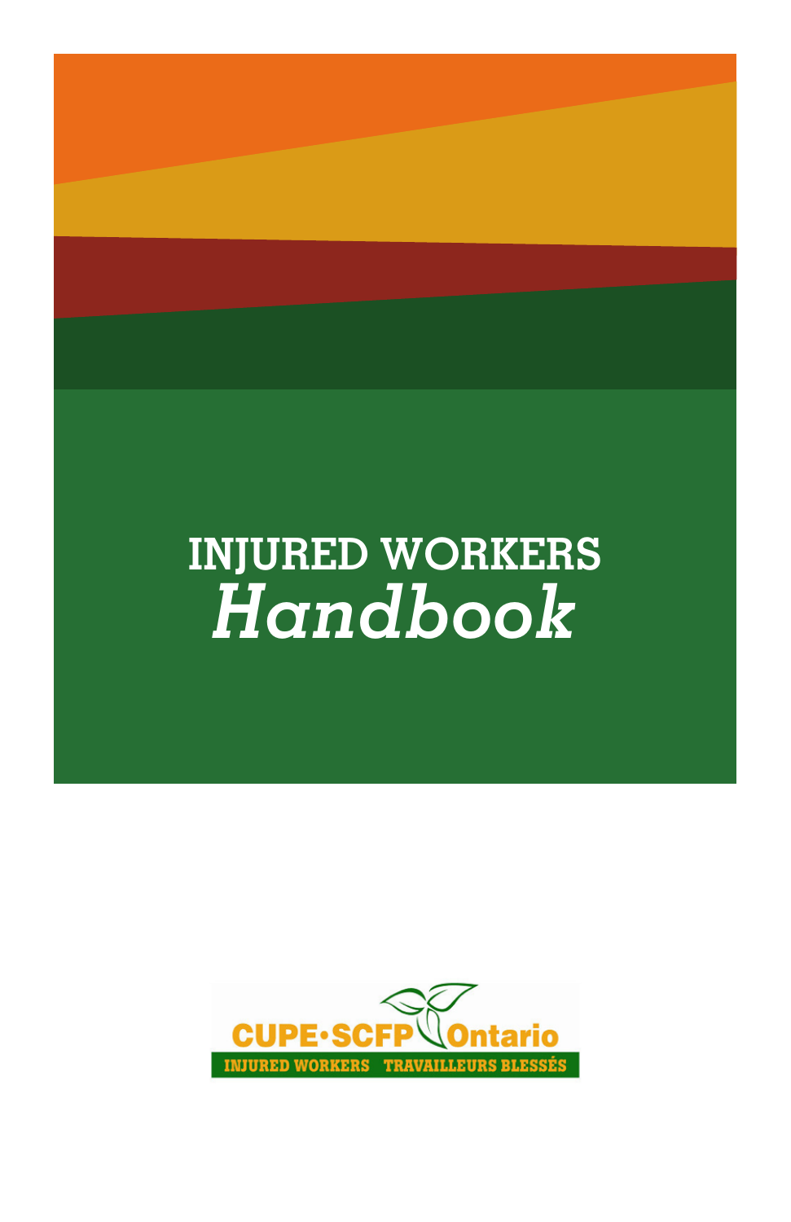# INJURED WORKERS *Handbook*

CUPE·SCFP Ontario

INJURED WORKERS TRAVAILLEURS BLESSÉS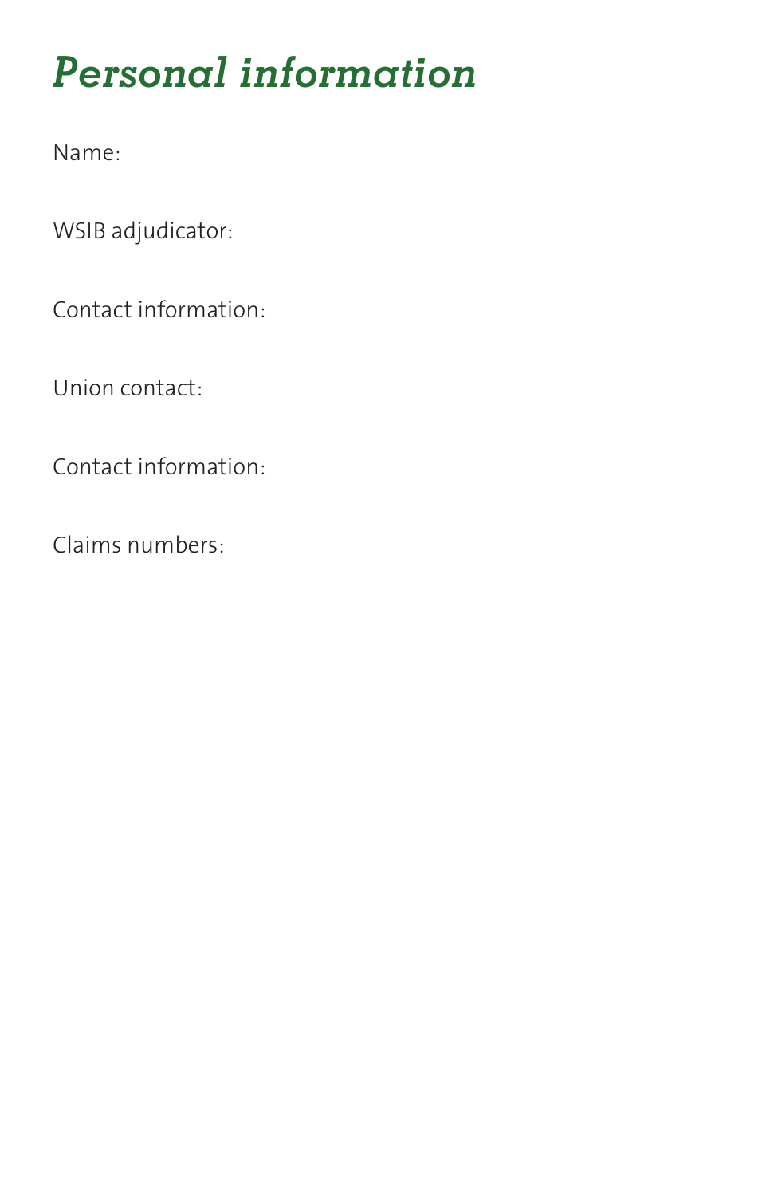# *Personal information*

Name:

WSIB adjudicator:

Contact information:

Union contact:

Contact information:

Claims numbers: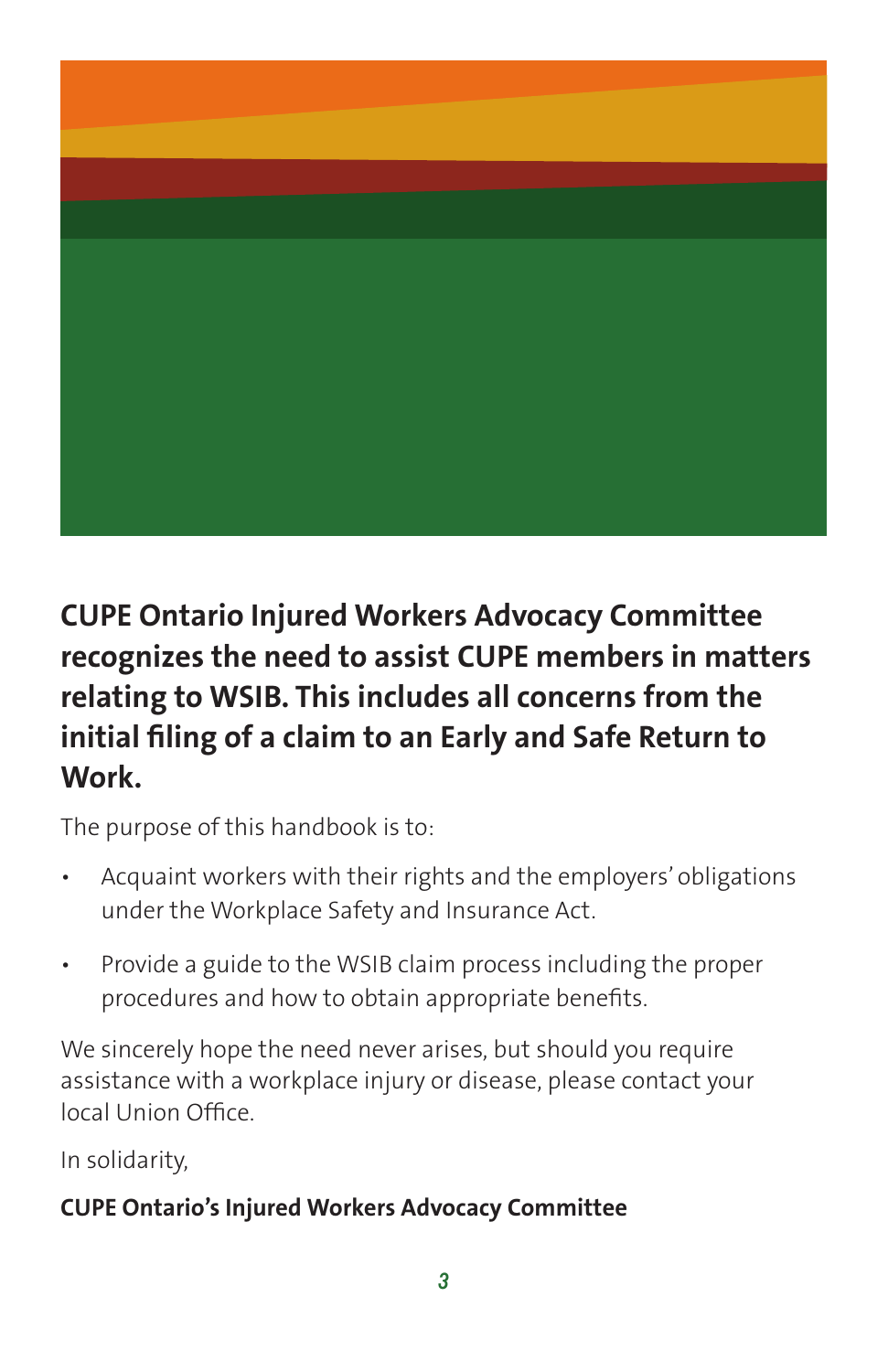**CUPE Ontario Injured Workers Advocacy Committee recognizes the need to assist CUPE members in matters relating to WSIB. This includes all concerns from the initial filing of a claim to an Early and Safe Return to Work.**

The purpose of this handbook is to:

- Acquaint workers with their rights and the employers' obligations under the Workplace Safety and Insurance Act.
- Provide a guide to the WSIB claim process including the proper procedures and how to obtain appropriate benefits.

We sincerely hope the need never arises, but should you require assistance with a workplace injury or disease, please contact your local Union Office.

In solidarity,

**CUPE Ontario's Injured Workers Advocacy Committee**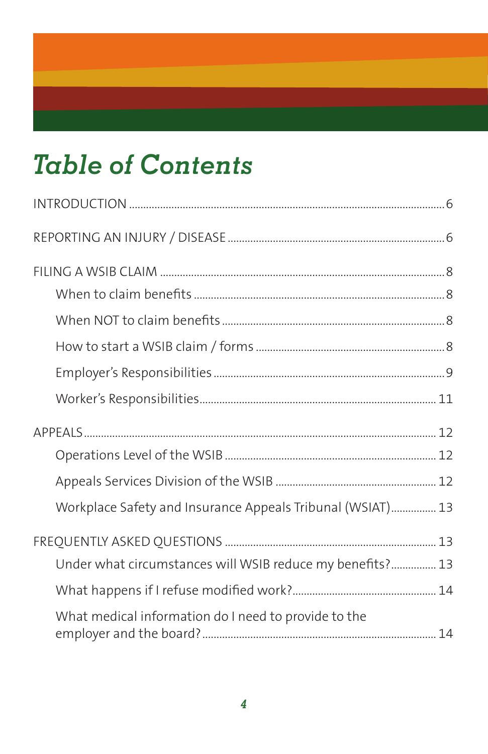# Table of Contents

INTRODUCTION .......... 6

REPORTING AN INJURY / DISEASE .......... 6

FILING A WSIB CLAIM .......... 8

- When to claim benefits .......... 8
- When NOT to claim benefits .......... 8
- How to start a WSIB claim / forms .......... 8
- Employer's Responsibilities .......... 9
- Worker's Responsibilities .......... 11

APPEALS .......... 12

- Operations Level of the WSIB .......... 12
- Appeals Services Division of the WSIB .......... 12
- Workplace Safety and Insurance Appeals Tribunal (WSIAT) .......... 13

FREQUENTLY ASKED QUESTIONS .......... 13

- Under what circumstances will WSIB reduce my benefits? .......... 13
- What happens if I refuse modified work? .......... 14
- What medical information do I need to provide to the employer and the board? .......... 14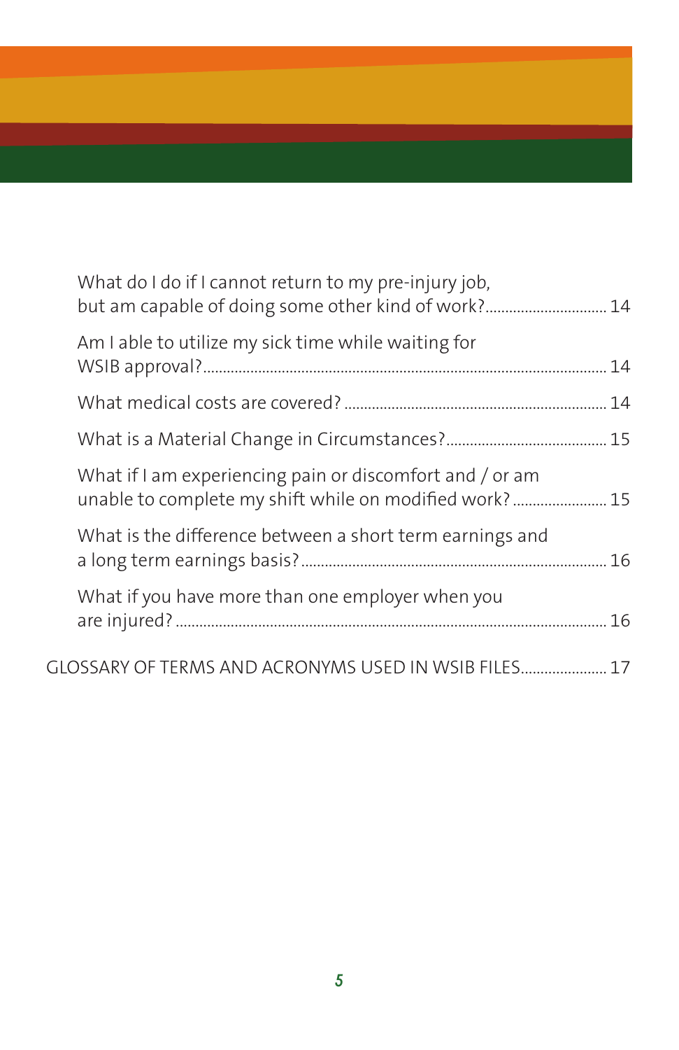What do I do if I cannot return to my pre-injury job, but am capable of doing some other kind of work? ........ 14

Am I able to utilize my sick time while waiting for WSIB approval? ........ 14

What medical costs are covered? ........ 14

What is a Material Change in Circumstances? ........ 15

What if I am experiencing pain or discomfort and / or am unable to complete my shift while on modified work? ........ 15

What is the difference between a short term earnings and a long term earnings basis? ........ 16

What if you have more than one employer when you are injured? ........ 16

GLOSSARY OF TERMS AND ACRONYMS USED IN WSIB FILES ........ 17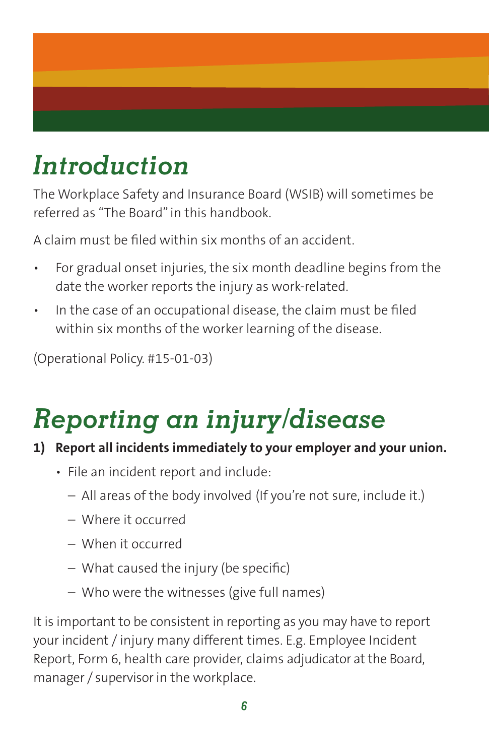# Introduction

The Workplace Safety and Insurance Board (WSIB) will sometimes be referred as “The Board” in this handbook.

A claim must be filed within six months of an accident.

- For gradual onset injuries, the six month deadline begins from the date the worker reports the injury as work-related.
- In the case of an occupational disease, the claim must be filed within six months of the worker learning of the disease.

(Operational Policy. #15-01-03)

# Reporting an injury/disease

**1) Report all incidents immediately to your employer and your union.**

- File an incident report and include:
  - All areas of the body involved (If you’re not sure, include it.)
  - Where it occurred
  - When it occurred
  - What caused the injury (be specific)
  - Who were the witnesses (give full names)

It is important to be consistent in reporting as you may have to report your incident / injury many different times. E.g. Employee Incident Report, Form 6, health care provider, claims adjudicator at the Board, manager / supervisor in the workplace.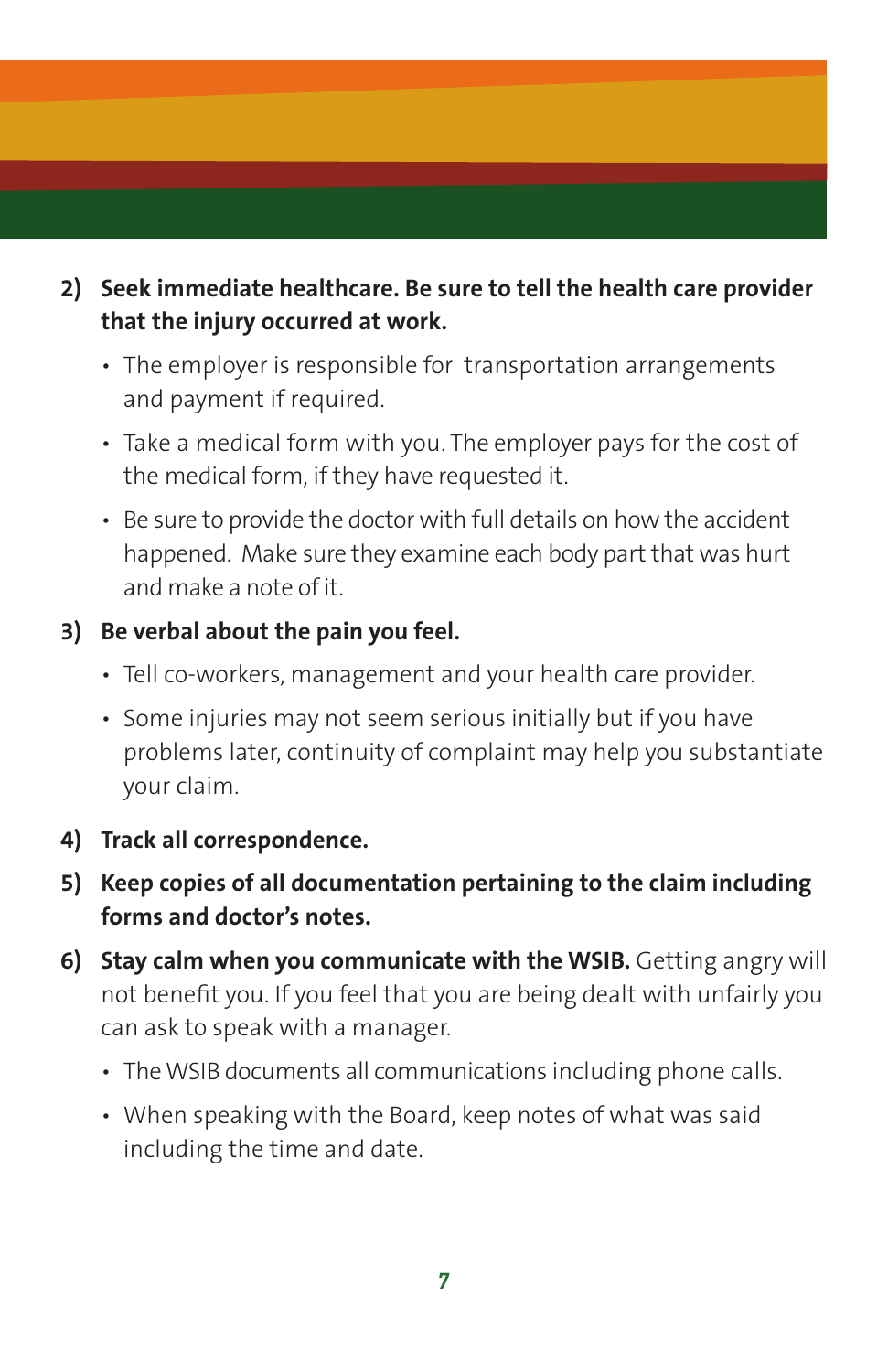2) **Seek immediate healthcare. Be sure to tell the health care provider that the injury occurred at work.**

   - The employer is responsible for transportation arrangements and payment if required.
   - Take a medical form with you. The employer pays for the cost of the medical form, if they have requested it.
   - Be sure to provide the doctor with full details on how the accident happened. Make sure they examine each body part that was hurt and make a note of it.

3) **Be verbal about the pain you feel.**

   - Tell co-workers, management and your health care provider.
   - Some injuries may not seem serious initially but if you have problems later, continuity of complaint may help you substantiate your claim.

4) **Track all correspondence.**

5) **Keep copies of all documentation pertaining to the claim including forms and doctor's notes.**

6) **Stay calm when you communicate with the WSIB.** Getting angry will not benefit you. If you feel that you are being dealt with unfairly you can ask to speak with a manager.

   - The WSIB documents all communications including phone calls.
   - When speaking with the Board, keep notes of what was said including the time and date.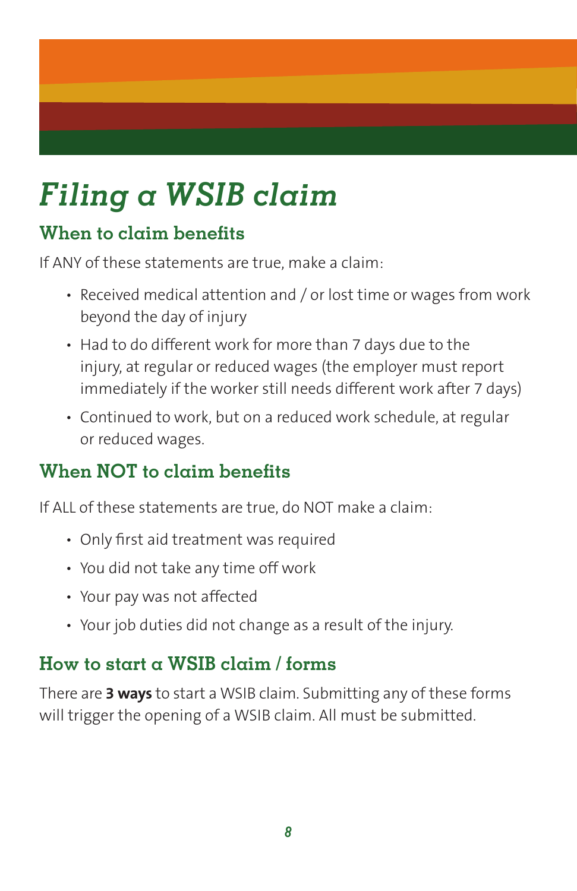# *Filing a WSIB claim*

## When to claim benefits

If ANY of these statements are true, make a claim:

- Received medical attention and / or lost time or wages from work beyond the day of injury
- Had to do different work for more than 7 days due to the injury, at regular or reduced wages (the employer must report immediately if the worker still needs different work after 7 days)
- Continued to work, but on a reduced work schedule, at regular or reduced wages.

## When NOT to claim benefits

If ALL of these statements are true, do NOT make a claim:

- Only first aid treatment was required
- You did not take any time off work
- Your pay was not affected
- Your job duties did not change as a result of the injury.

## How to start a WSIB claim / forms

There are **3 ways** to start a WSIB claim. Submitting any of these forms will trigger the opening of a WSIB claim. All must be submitted.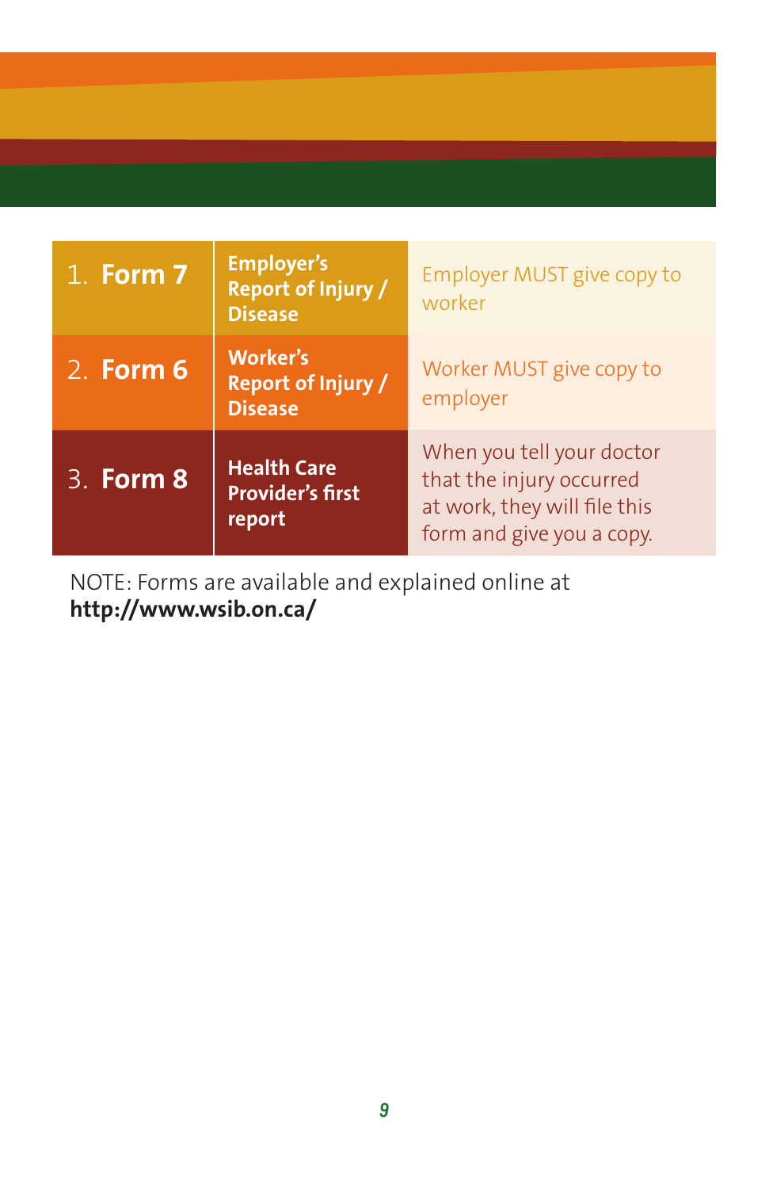| Form | Name | Notes |
|---|---|---|
| 1. **Form 7** | **Employer's Report of Injury / Disease** | Employer MUST give copy to worker |
| 2. **Form 6** | **Worker's Report of Injury / Disease** | Worker MUST give copy to employer |
| 3. **Form 8** | **Health Care Provider's first report** | When you tell your doctor that the injury occurred at work, they will file this form and give you a copy. |

NOTE: Forms are available and explained online at **http://www.wsib.on.ca/**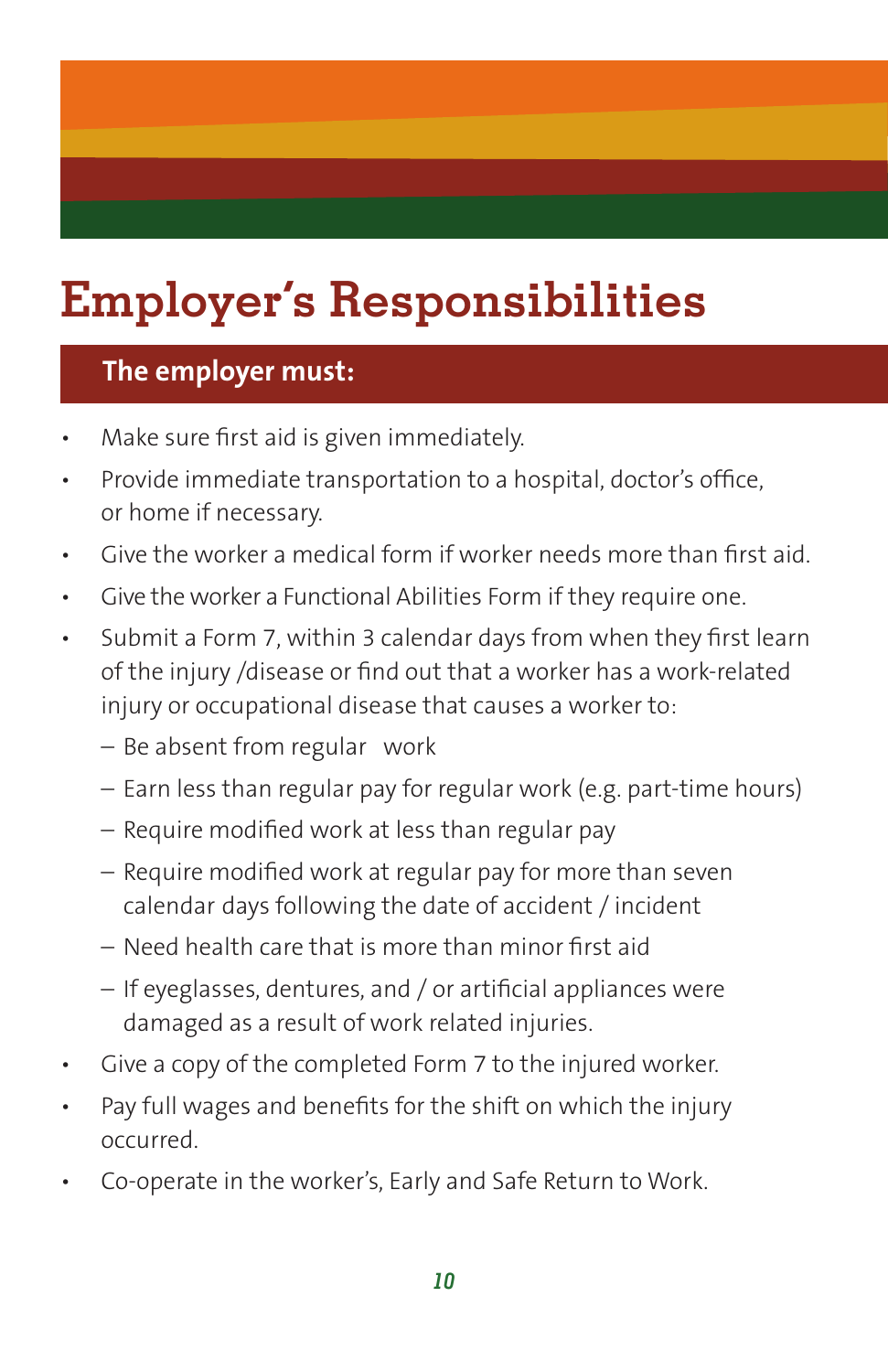# Employer's Responsibilities

## The employer must:

- Make sure first aid is given immediately.
- Provide immediate transportation to a hospital, doctor's office, or home if necessary.
- Give the worker a medical form if worker needs more than first aid.
- Give the worker a Functional Abilities Form if they require one.
- Submit a Form 7, within 3 calendar days from when they first learn of the injury /disease or find out that a worker has a work-related injury or occupational disease that causes a worker to:
  - Be absent from regular work
  - Earn less than regular pay for regular work (e.g. part-time hours)
  - Require modified work at less than regular pay
  - Require modified work at regular pay for more than seven calendar days following the date of accident / incident
  - Need health care that is more than minor first aid
  - If eyeglasses, dentures, and / or artificial appliances were damaged as a result of work related injuries.
- Give a copy of the completed Form 7 to the injured worker.
- Pay full wages and benefits for the shift on which the injury occurred.
- Co-operate in the worker's, Early and Safe Return to Work.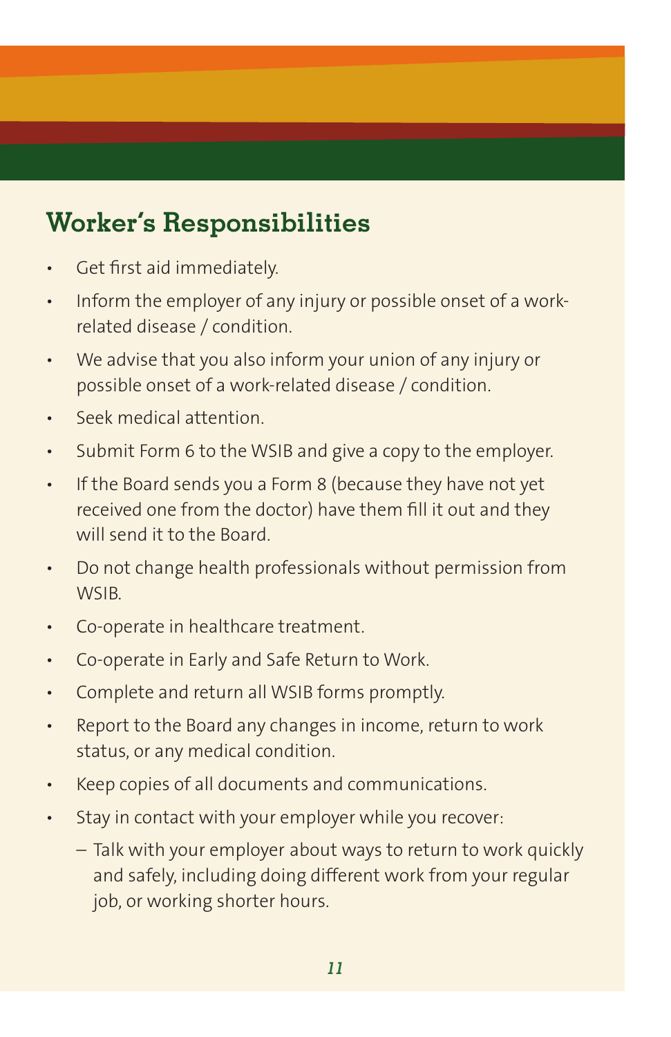## Worker's Responsibilities

- Get first aid immediately.
- Inform the employer of any injury or possible onset of a work-related disease / condition.
- We advise that you also inform your union of any injury or possible onset of a work-related disease / condition.
- Seek medical attention.
- Submit Form 6 to the WSIB and give a copy to the employer.
- If the Board sends you a Form 8 (because they have not yet received one from the doctor) have them fill it out and they will send it to the Board.
- Do not change health professionals without permission from WSIB.
- Co-operate in healthcare treatment.
- Co-operate in Early and Safe Return to Work.
- Complete and return all WSIB forms promptly.
- Report to the Board any changes in income, return to work status, or any medical condition.
- Keep copies of all documents and communications.
- Stay in contact with your employer while you recover:
  - Talk with your employer about ways to return to work quickly and safely, including doing different work from your regular job, or working shorter hours.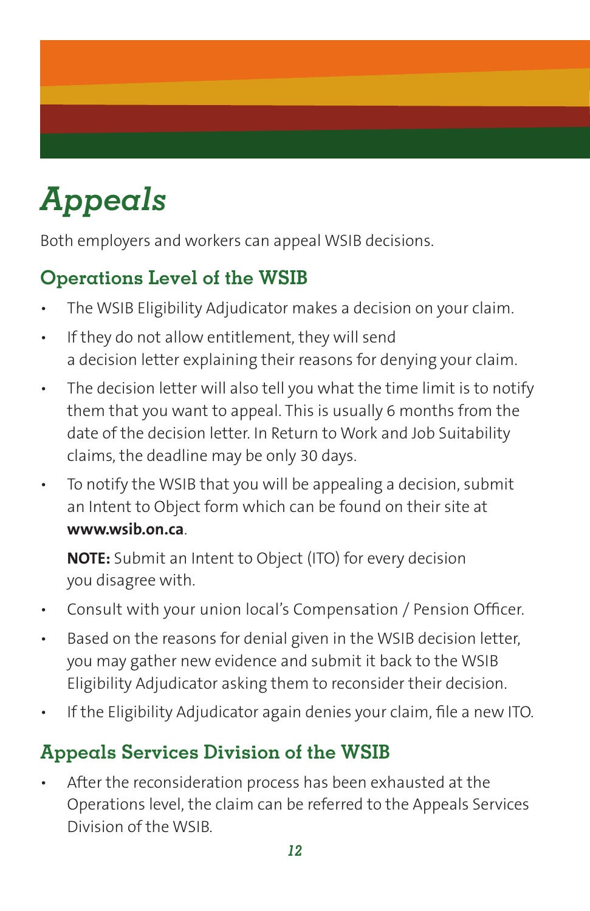# Appeals

Both employers and workers can appeal WSIB decisions.

## Operations Level of the WSIB

- The WSIB Eligibility Adjudicator makes a decision on your claim.
- If they do not allow entitlement, they will send a decision letter explaining their reasons for denying your claim.
- The decision letter will also tell you what the time limit is to notify them that you want to appeal. This is usually 6 months from the date of the decision letter. In Return to Work and Job Suitability claims, the deadline may be only 30 days.
- To notify the WSIB that you will be appealing a decision, submit an Intent to Object form which can be found on their site at **www.wsib.on.ca**.

  **NOTE:** Submit an Intent to Object (ITO) for every decision you disagree with.
- Consult with your union local's Compensation / Pension Officer.
- Based on the reasons for denial given in the WSIB decision letter, you may gather new evidence and submit it back to the WSIB Eligibility Adjudicator asking them to reconsider their decision.
- If the Eligibility Adjudicator again denies your claim, file a new ITO.

## Appeals Services Division of the WSIB

- After the reconsideration process has been exhausted at the Operations level, the claim can be referred to the Appeals Services Division of the WSIB.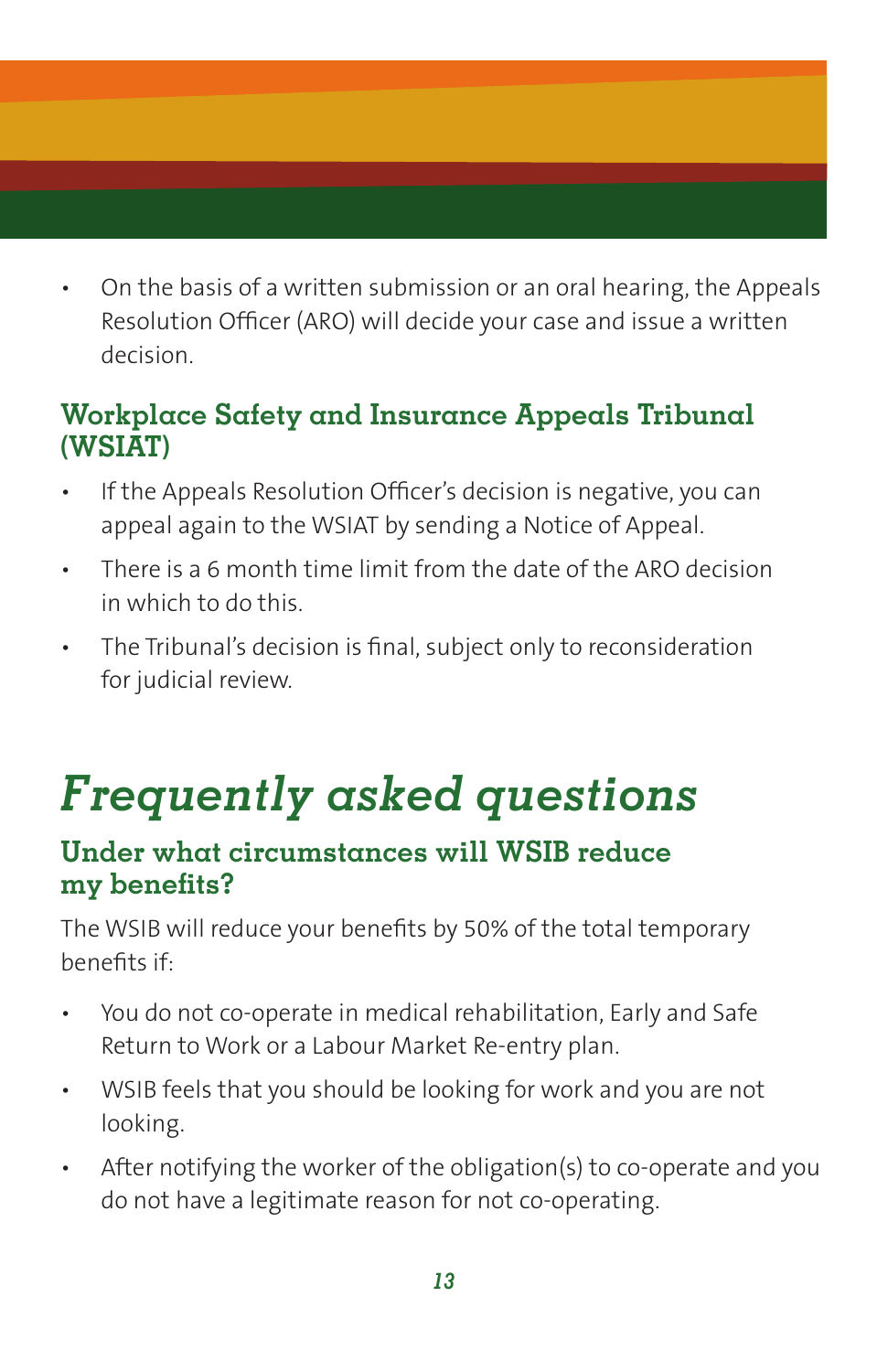- On the basis of a written submission or an oral hearing, the Appeals Resolution Officer (ARO) will decide your case and issue a written decision.

### Workplace Safety and Insurance Appeals Tribunal (WSIAT)

- If the Appeals Resolution Officer's decision is negative, you can appeal again to the WSIAT by sending a Notice of Appeal.
- There is a 6 month time limit from the date of the ARO decision in which to do this.
- The Tribunal's decision is final, subject only to reconsideration for judicial review.

## *Frequently asked questions*

### Under what circumstances will WSIB reduce my benefits?

The WSIB will reduce your benefits by 50% of the total temporary benefits if:

- You do not co-operate in medical rehabilitation, Early and Safe Return to Work or a Labour Market Re-entry plan.
- WSIB feels that you should be looking for work and you are not looking.
- After notifying the worker of the obligation(s) to co-operate and you do not have a legitimate reason for not co-operating.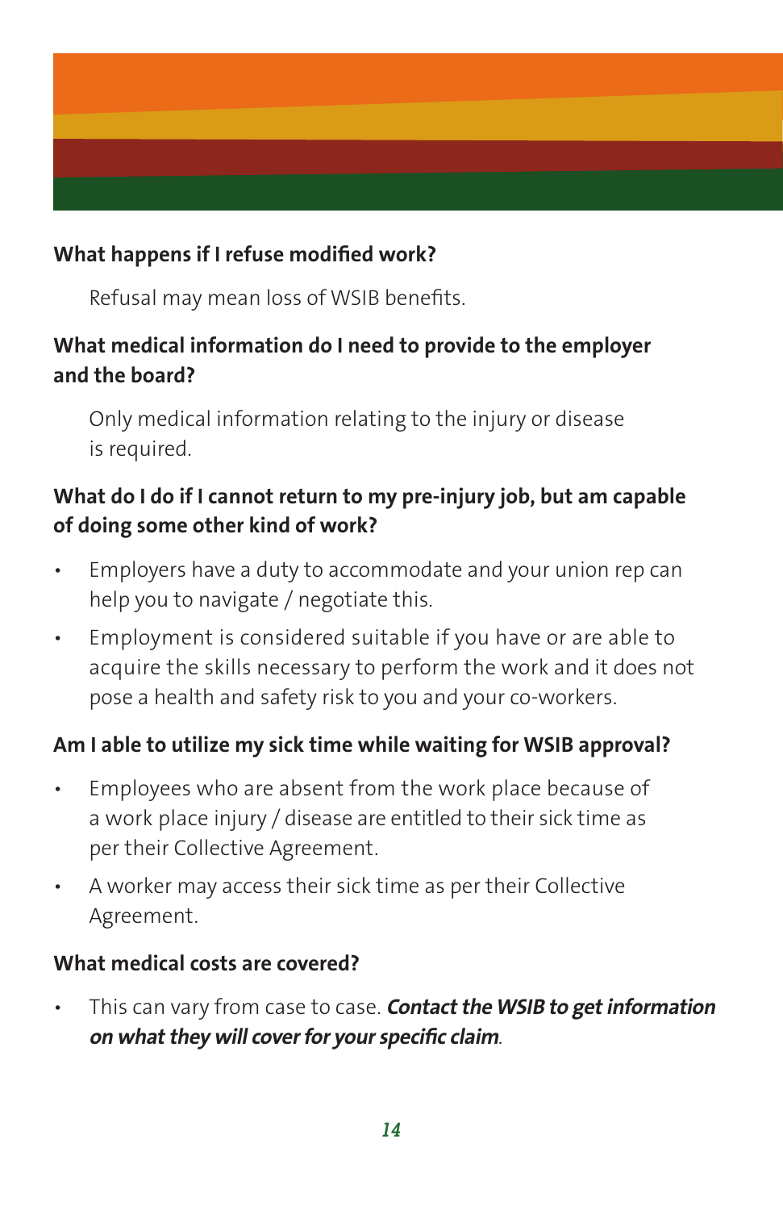**What happens if I refuse modified work?**

Refusal may mean loss of WSIB benefits.

**What medical information do I need to provide to the employer and the board?**

Only medical information relating to the injury or disease is required.

**What do I do if I cannot return to my pre-injury job, but am capable of doing some other kind of work?**

- Employers have a duty to accommodate and your union rep can help you to navigate / negotiate this.
- Employment is considered suitable if you have or are able to acquire the skills necessary to perform the work and it does not pose a health and safety risk to you and your co-workers.

**Am I able to utilize my sick time while waiting for WSIB approval?**

- Employees who are absent from the work place because of a work place injury / disease are entitled to their sick time as per their Collective Agreement.
- A worker may access their sick time as per their Collective Agreement.

**What medical costs are covered?**

- This can vary from case to case. ***Contact the WSIB to get information on what they will cover for your specific claim***.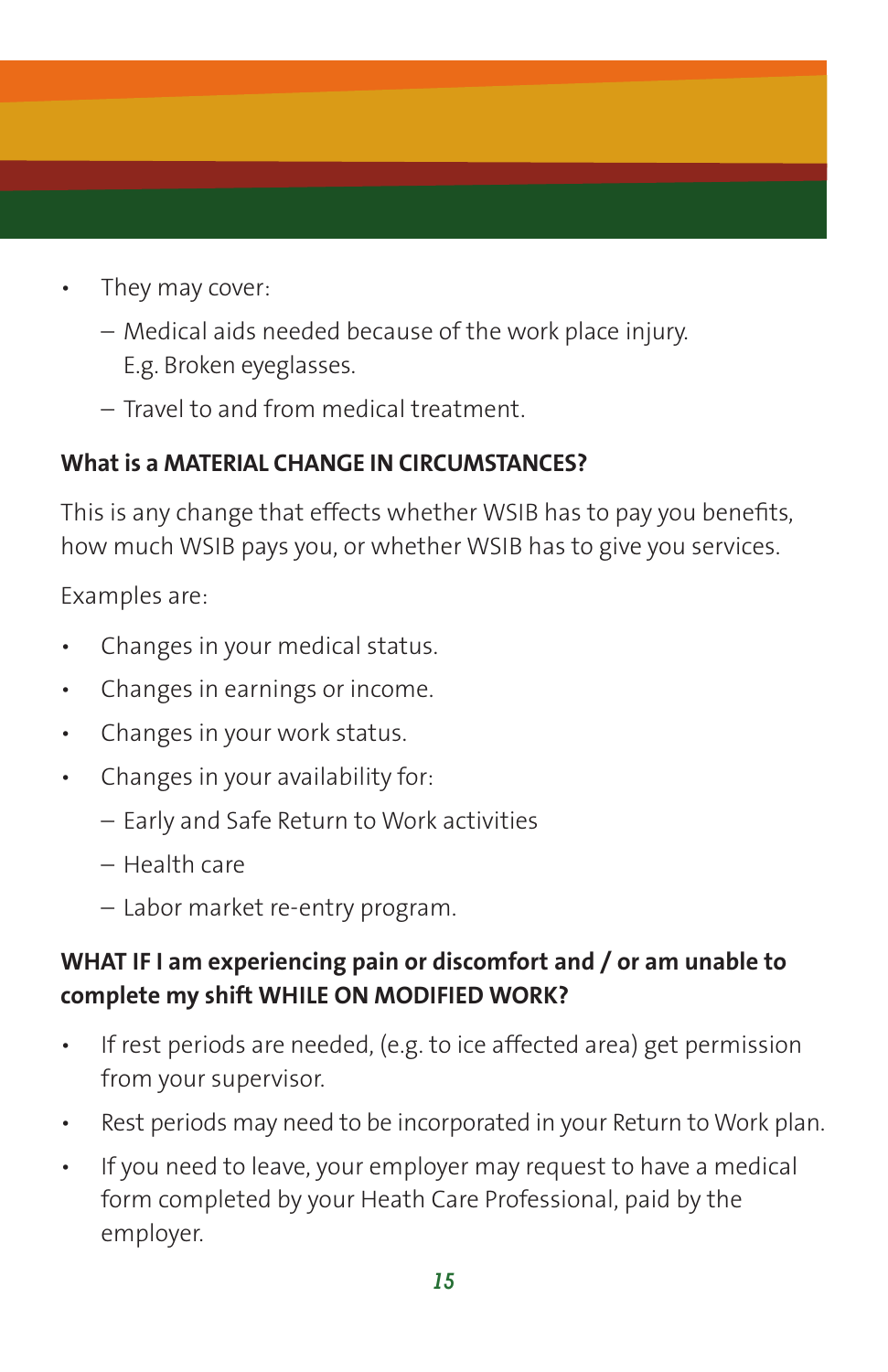- They may cover:
  - Medical aids needed because of the work place injury. E.g. Broken eyeglasses.
  - Travel to and from medical treatment.

**What is a MATERIAL CHANGE IN CIRCUMSTANCES?**

This is any change that effects whether WSIB has to pay you benefits, how much WSIB pays you, or whether WSIB has to give you services.

Examples are:

- Changes in your medical status.
- Changes in earnings or income.
- Changes in your work status.
- Changes in your availability for:
  - Early and Safe Return to Work activities
  - Health care
  - Labor market re-entry program.

**WHAT IF I am experiencing pain or discomfort and / or am unable to complete my shift WHILE ON MODIFIED WORK?**

- If rest periods are needed, (e.g. to ice affected area) get permission from your supervisor.
- Rest periods may need to be incorporated in your Return to Work plan.
- If you need to leave, your employer may request to have a medical form completed by your Heath Care Professional, paid by the employer.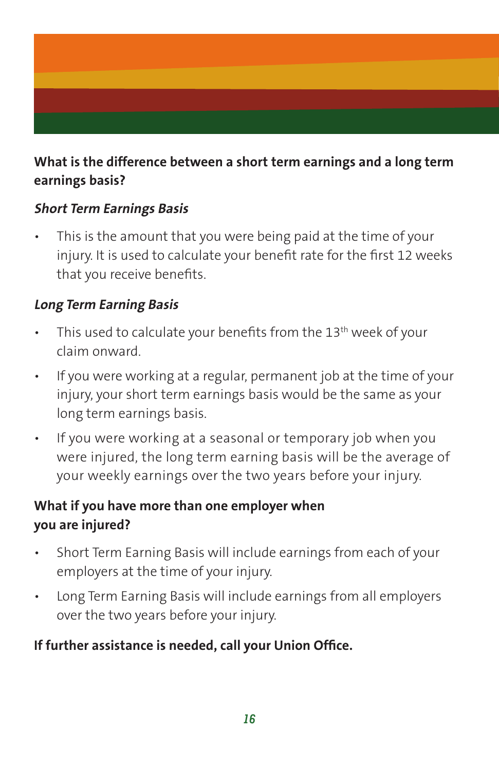## What is the difference between a short term earnings and a long term earnings basis?

### *Short Term Earnings Basis*

- This is the amount that you were being paid at the time of your injury. It is used to calculate your benefit rate for the first 12 weeks that you receive benefits.

### *Long Term Earning Basis*

- This used to calculate your benefits from the 13th week of your claim onward.
- If you were working at a regular, permanent job at the time of your injury, your short term earnings basis would be the same as your long term earnings basis.
- If you were working at a seasonal or temporary job when you were injured, the long term earning basis will be the average of your weekly earnings over the two years before your injury.

## What if you have more than one employer when you are injured?

- Short Term Earning Basis will include earnings from each of your employers at the time of your injury.
- Long Term Earning Basis will include earnings from all employers over the two years before your injury.

**If further assistance is needed, call your Union Office.**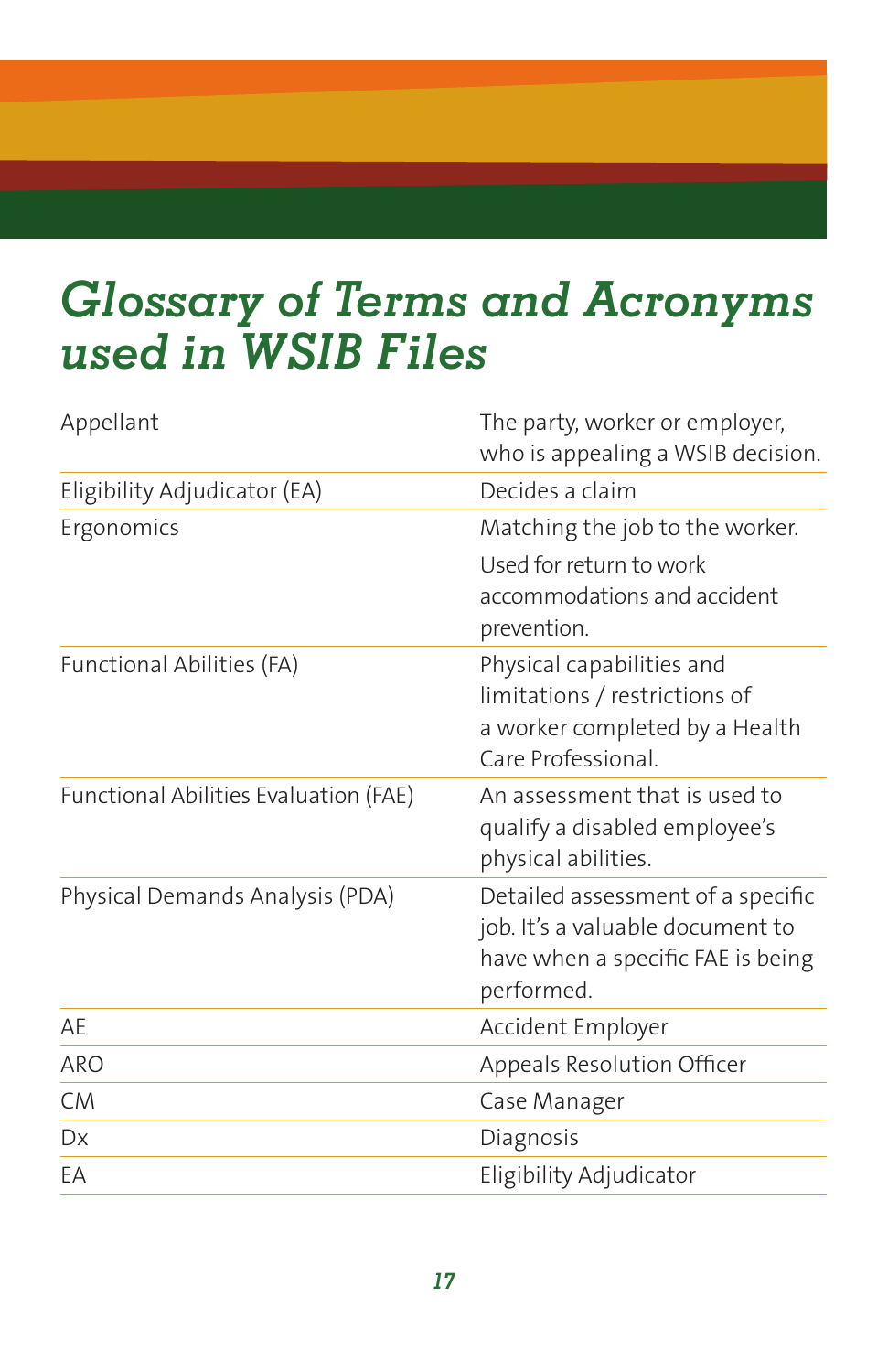# *Glossary of Terms and Acronyms used in WSIB Files*

| | |
|---|---|
| Appellant | The party, worker or employer, who is appealing a WSIB decision. |
| Eligibility Adjudicator (EA) | Decides a claim |
| Ergonomics | Matching the job to the worker. Used for return to work accommodations and accident prevention. |
| Functional Abilities (FA) | Physical capabilities and limitations / restrictions of a worker completed by a Health Care Professional. |
| Functional Abilities Evaluation (FAE) | An assessment that is used to qualify a disabled employee's physical abilities. |
| Physical Demands Analysis (PDA) | Detailed assessment of a specific job. It's a valuable document to have when a specific FAE is being performed. |
| AE | Accident Employer |
| ARO | Appeals Resolution Officer |
| CM | Case Manager |
| Dx | Diagnosis |
| EA | Eligibility Adjudicator |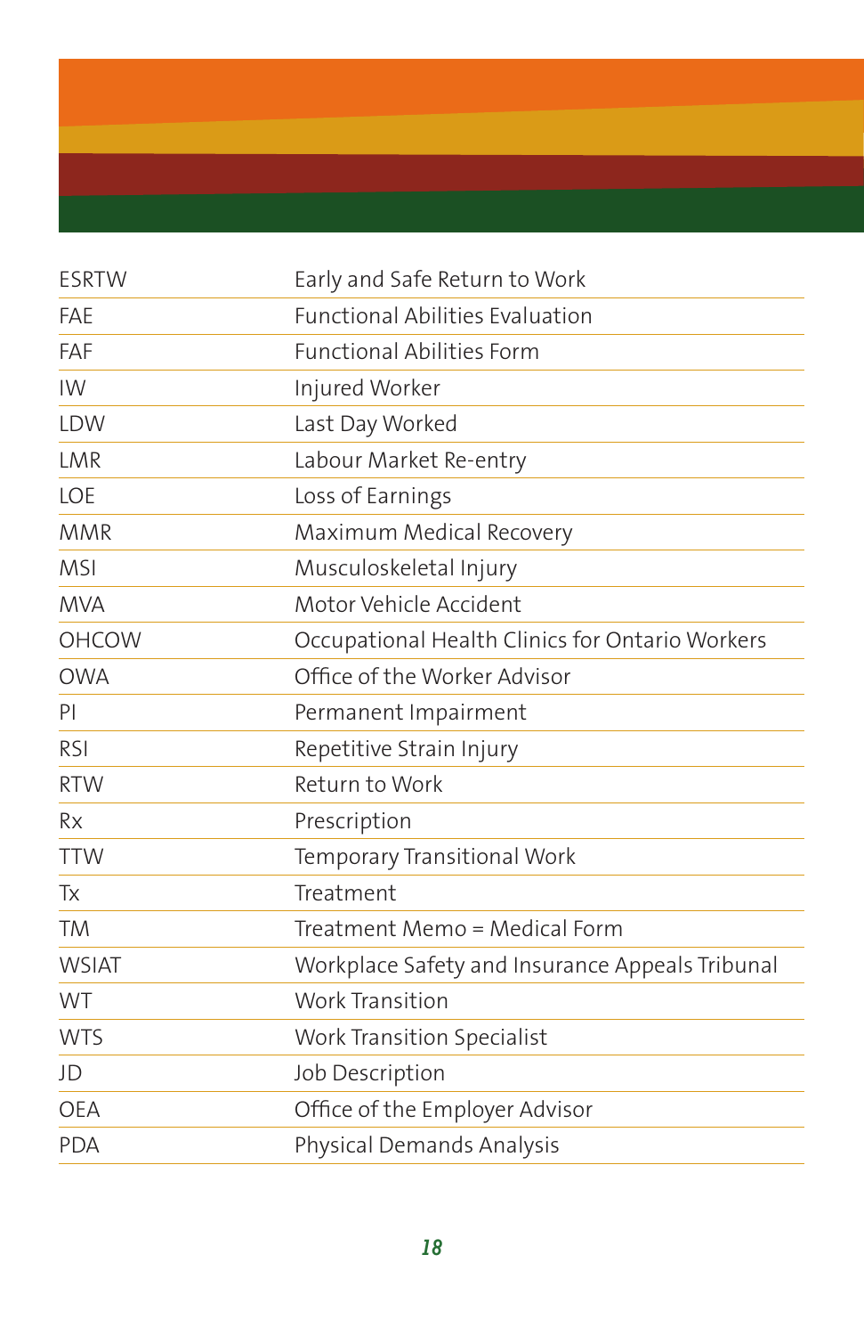| | |
|---|---|
| ESRTW | Early and Safe Return to Work |
| FAE | Functional Abilities Evaluation |
| FAF | Functional Abilities Form |
| IW | Injured Worker |
| LDW | Last Day Worked |
| LMR | Labour Market Re-entry |
| LOE | Loss of Earnings |
| MMR | Maximum Medical Recovery |
| MSI | Musculoskeletal Injury |
| MVA | Motor Vehicle Accident |
| OHCOW | Occupational Health Clinics for Ontario Workers |
| OWA | Office of the Worker Advisor |
| PI | Permanent Impairment |
| RSI | Repetitive Strain Injury |
| RTW | Return to Work |
| Rx | Prescription |
| TTW | Temporary Transitional Work |
| Tx | Treatment |
| TM | Treatment Memo = Medical Form |
| WSIAT | Workplace Safety and Insurance Appeals Tribunal |
| WT | Work Transition |
| WTS | Work Transition Specialist |
| JD | Job Description |
| OEA | Office of the Employer Advisor |
| PDA | Physical Demands Analysis |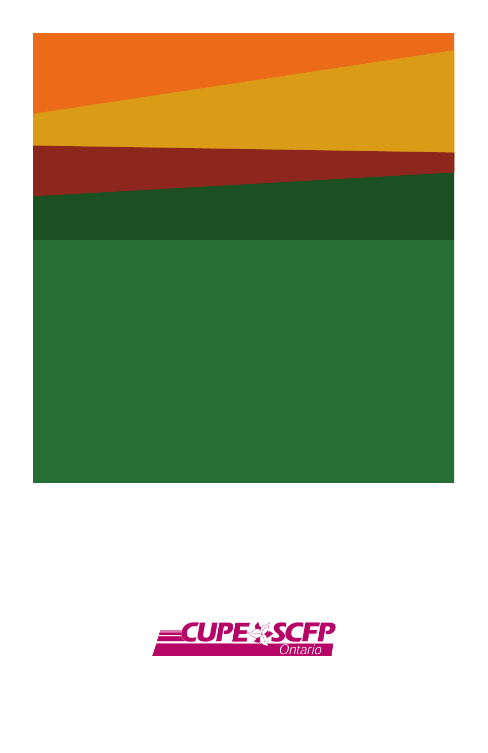CUPE SCFP

Ontario